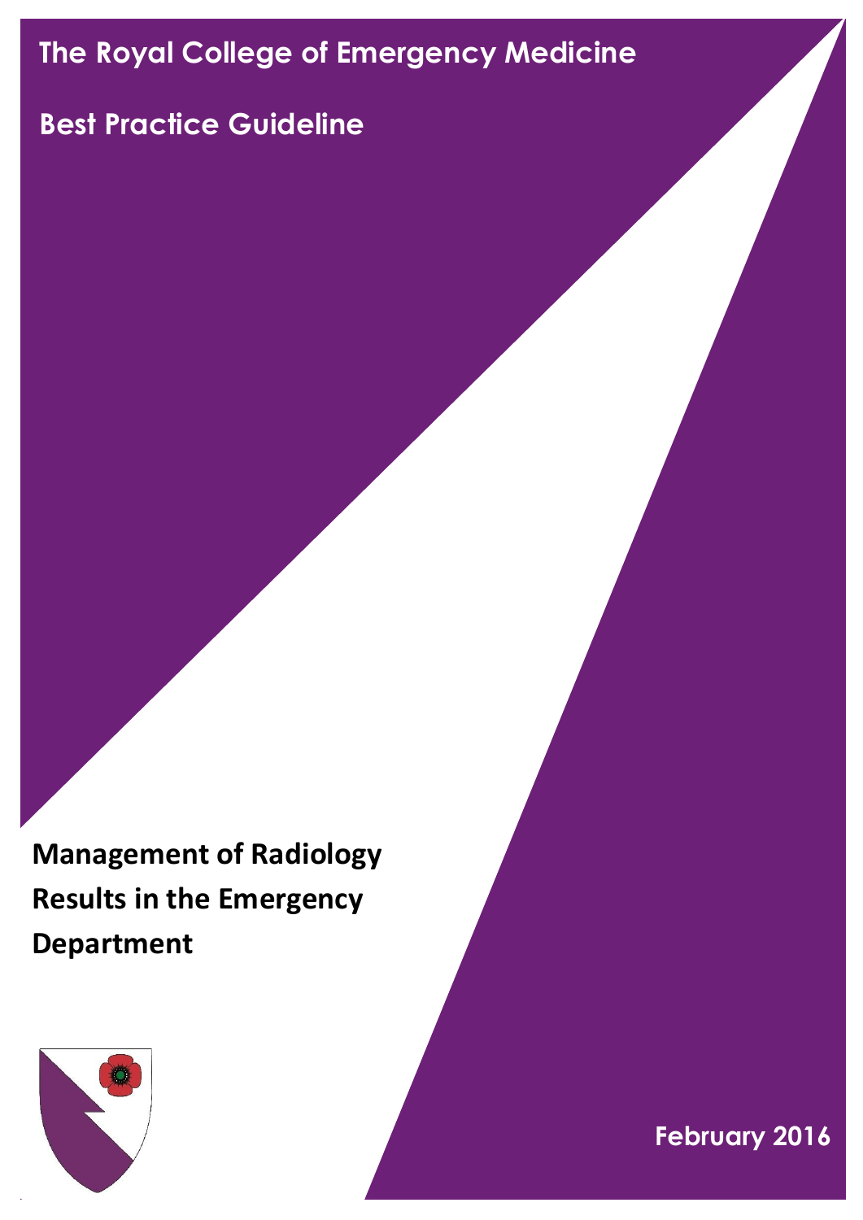# The Royal College of Emergency Medicine

## Best Practice Guideline

**Management of Radiology Results in the Emergency Department**

**February 2016**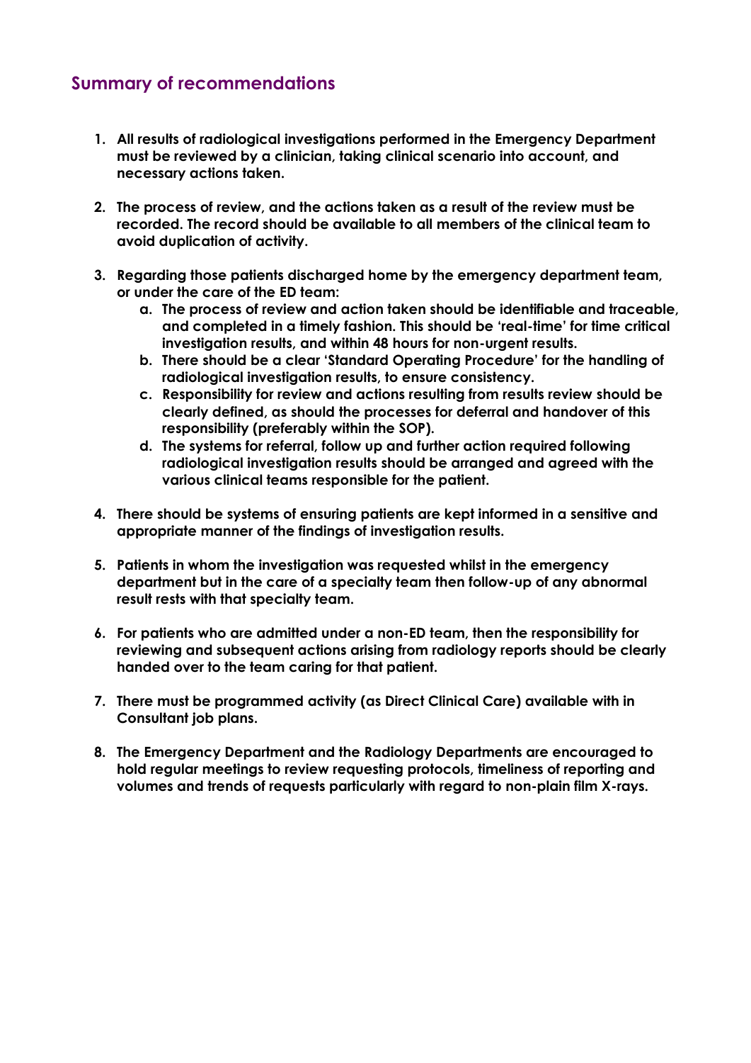## Summary of recommendations

1. **All results of radiological investigations performed in the Emergency Department must be reviewed by a clinician, taking clinical scenario into account, and necessary actions taken.**

2. **The process of review, and the actions taken as a result of the review must be recorded. The record should be available to all members of the clinical team to avoid duplication of activity.**

3. **Regarding those patients discharged home by the emergency department team, or under the care of the ED team:**
    a. **The process of review and action taken should be identifiable and traceable, and completed in a timely fashion. This should be 'real-time' for time critical investigation results, and within 48 hours for non-urgent results.**
    b. **There should be a clear 'Standard Operating Procedure' for the handling of radiological investigation results, to ensure consistency.**
    c. **Responsibility for review and actions resulting from results review should be clearly defined, as should the processes for deferral and handover of this responsibility (preferably within the SOP).**
    d. **The systems for referral, follow up and further action required following radiological investigation results should be arranged and agreed with the various clinical teams responsible for the patient.**

4. **There should be systems of ensuring patients are kept informed in a sensitive and appropriate manner of the findings of investigation results.**

5. **Patients in whom the investigation was requested whilst in the emergency department but in the care of a specialty team then follow-up of any abnormal result rests with that specialty team.**

6. **For patients who are admitted under a non-ED team, then the responsibility for reviewing and subsequent actions arising from radiology reports should be clearly handed over to the team caring for that patient.**

7. **There must be programmed activity (as Direct Clinical Care) available with in Consultant job plans.**

8. **The Emergency Department and the Radiology Departments are encouraged to hold regular meetings to review requesting protocols, timeliness of reporting and volumes and trends of requests particularly with regard to non-plain film X-rays.**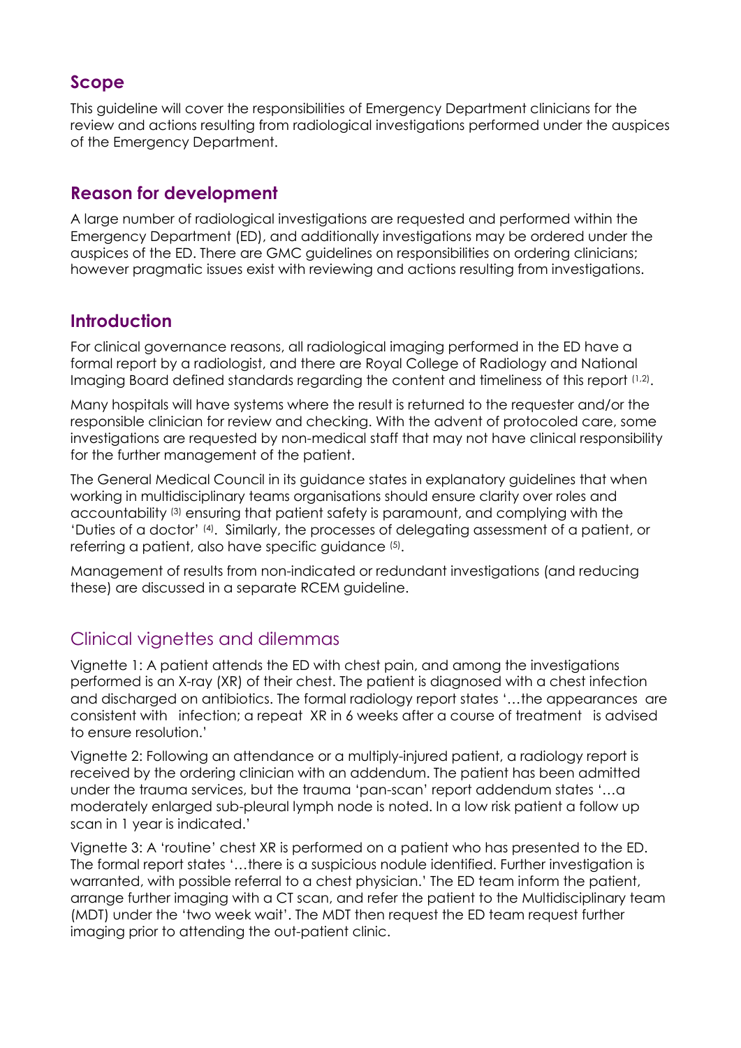## Scope

This guideline will cover the responsibilities of Emergency Department clinicians for the review and actions resulting from radiological investigations performed under the auspices of the Emergency Department.

## Reason for development

A large number of radiological investigations are requested and performed within the Emergency Department (ED), and additionally investigations may be ordered under the auspices of the ED. There are GMC guidelines on responsibilities on ordering clinicians; however pragmatic issues exist with reviewing and actions resulting from investigations.

## Introduction

For clinical governance reasons, all radiological imaging performed in the ED have a formal report by a radiologist, and there are Royal College of Radiology and National Imaging Board defined standards regarding the content and timeliness of this report [1,2].

Many hospitals will have systems where the result is returned to the requester and/or the responsible clinician for review and checking. With the advent of protocoled care, some investigations are requested by non-medical staff that may not have clinical responsibility for the further management of the patient.

The General Medical Council in its guidance states in explanatory guidelines that when working in multidisciplinary teams organisations should ensure clarity over roles and accountability [3] ensuring that patient safety is paramount, and complying with the 'Duties of a doctor' [4]. Similarly, the processes of delegating assessment of a patient, or referring a patient, also have specific guidance [5].

Management of results from non-indicated or redundant investigations (and reducing these) are discussed in a separate RCEM guideline.

## Clinical vignettes and dilemmas

Vignette 1: A patient attends the ED with chest pain, and among the investigations performed is an X-ray (XR) of their chest. The patient is diagnosed with a chest infection and discharged on antibiotics. The formal radiology report states '…the appearances are consistent with infection; a repeat XR in 6 weeks after a course of treatment is advised to ensure resolution.'

Vignette 2: Following an attendance or a multiply-injured patient, a radiology report is received by the ordering clinician with an addendum. The patient has been admitted under the trauma services, but the trauma 'pan-scan' report addendum states '…a moderately enlarged sub-pleural lymph node is noted. In a low risk patient a follow up scan in 1 year is indicated.'

Vignette 3: A 'routine' chest XR is performed on a patient who has presented to the ED. The formal report states '…there is a suspicious nodule identified. Further investigation is warranted, with possible referral to a chest physician.' The ED team inform the patient, arrange further imaging with a CT scan, and refer the patient to the Multidisciplinary team (MDT) under the 'two week wait'. The MDT then request the ED team request further imaging prior to attending the out-patient clinic.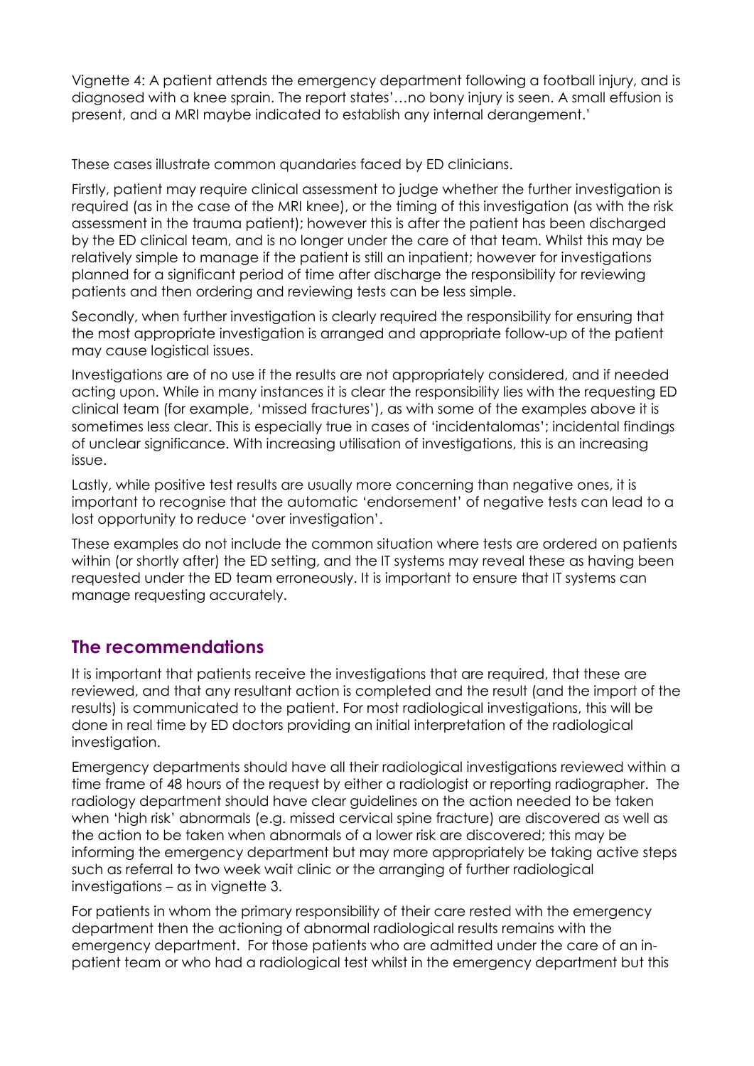Vignette 4: A patient attends the emergency department following a football injury, and is diagnosed with a knee sprain. The report states'…no bony injury is seen. A small effusion is present, and a MRI maybe indicated to establish any internal derangement.'

These cases illustrate common quandaries faced by ED clinicians.

Firstly, patient may require clinical assessment to judge whether the further investigation is required (as in the case of the MRI knee), or the timing of this investigation (as with the risk assessment in the trauma patient); however this is after the patient has been discharged by the ED clinical team, and is no longer under the care of that team. Whilst this may be relatively simple to manage if the patient is still an inpatient; however for investigations planned for a significant period of time after discharge the responsibility for reviewing patients and then ordering and reviewing tests can be less simple.

Secondly, when further investigation is clearly required the responsibility for ensuring that the most appropriate investigation is arranged and appropriate follow-up of the patient may cause logistical issues.

Investigations are of no use if the results are not appropriately considered, and if needed acting upon. While in many instances it is clear the responsibility lies with the requesting ED clinical team (for example, 'missed fractures'), as with some of the examples above it is sometimes less clear. This is especially true in cases of 'incidentalomas'; incidental findings of unclear significance. With increasing utilisation of investigations, this is an increasing issue.

Lastly, while positive test results are usually more concerning than negative ones, it is important to recognise that the automatic 'endorsement' of negative tests can lead to a lost opportunity to reduce 'over investigation'.

These examples do not include the common situation where tests are ordered on patients within (or shortly after) the ED setting, and the IT systems may reveal these as having been requested under the ED team erroneously. It is important to ensure that IT systems can manage requesting accurately.

## The recommendations

It is important that patients receive the investigations that are required, that these are reviewed, and that any resultant action is completed and the result (and the import of the results) is communicated to the patient. For most radiological investigations, this will be done in real time by ED doctors providing an initial interpretation of the radiological investigation.

Emergency departments should have all their radiological investigations reviewed within a time frame of 48 hours of the request by either a radiologist or reporting radiographer. The radiology department should have clear guidelines on the action needed to be taken when 'high risk' abnormals (e.g. missed cervical spine fracture) are discovered as well as the action to be taken when abnormals of a lower risk are discovered; this may be informing the emergency department but may more appropriately be taking active steps such as referral to two week wait clinic or the arranging of further radiological investigations – as in vignette 3.

For patients in whom the primary responsibility of their care rested with the emergency department then the actioning of abnormal radiological results remains with the emergency department. For those patients who are admitted under the care of an in-patient team or who had a radiological test whilst in the emergency department but this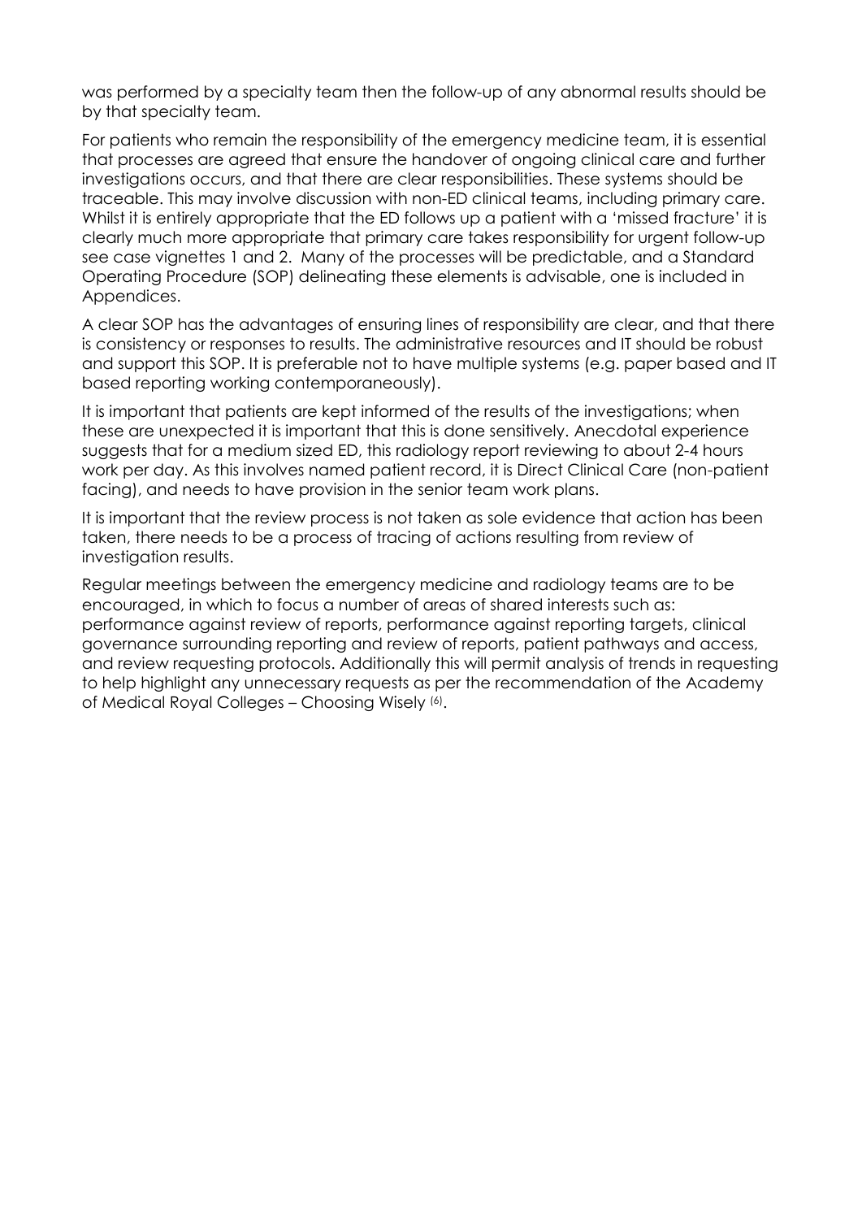was performed by a specialty team then the follow-up of any abnormal results should be by that specialty team.

For patients who remain the responsibility of the emergency medicine team, it is essential that processes are agreed that ensure the handover of ongoing clinical care and further investigations occurs, and that there are clear responsibilities. These systems should be traceable. This may involve discussion with non-ED clinical teams, including primary care. Whilst it is entirely appropriate that the ED follows up a patient with a 'missed fracture' it is clearly much more appropriate that primary care takes responsibility for urgent follow-up see case vignettes 1 and 2. Many of the processes will be predictable, and a Standard Operating Procedure (SOP) delineating these elements is advisable, one is included in Appendices.

A clear SOP has the advantages of ensuring lines of responsibility are clear, and that there is consistency or responses to results. The administrative resources and IT should be robust and support this SOP. It is preferable not to have multiple systems (e.g. paper based and IT based reporting working contemporaneously).

It is important that patients are kept informed of the results of the investigations; when these are unexpected it is important that this is done sensitively. Anecdotal experience suggests that for a medium sized ED, this radiology report reviewing to about 2-4 hours work per day. As this involves named patient record, it is Direct Clinical Care (non-patient facing), and needs to have provision in the senior team work plans.

It is important that the review process is not taken as sole evidence that action has been taken, there needs to be a process of tracing of actions resulting from review of investigation results.

Regular meetings between the emergency medicine and radiology teams are to be encouraged, in which to focus a number of areas of shared interests such as: performance against review of reports, performance against reporting targets, clinical governance surrounding reporting and review of reports, patient pathways and access, and review requesting protocols. Additionally this will permit analysis of trends in requesting to help highlight any unnecessary requests as per the recommendation of the Academy of Medical Royal Colleges – Choosing Wisely [6].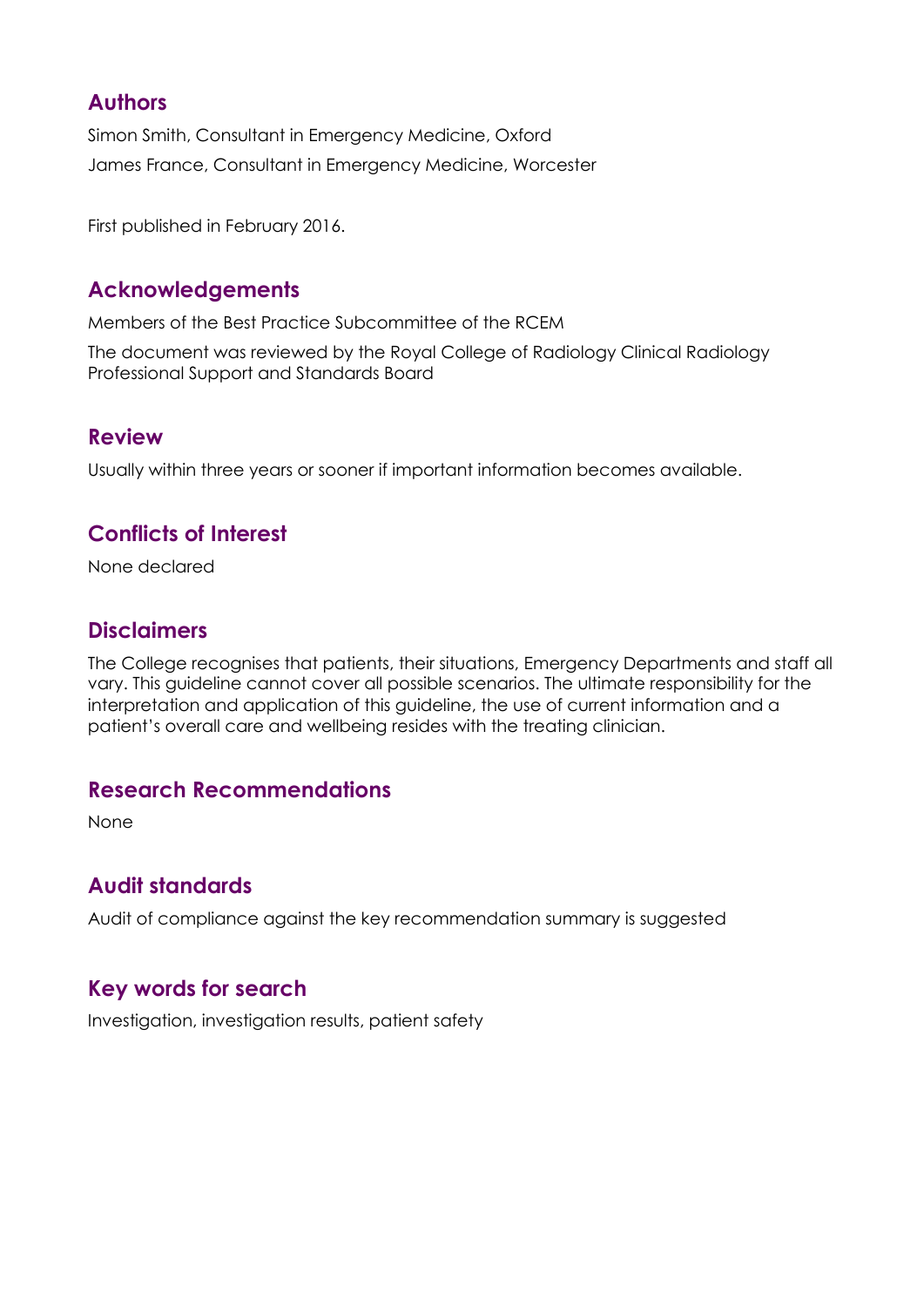## Authors

Simon Smith, Consultant in Emergency Medicine, Oxford

James France, Consultant in Emergency Medicine, Worcester

First published in February 2016.

## Acknowledgements

Members of the Best Practice Subcommittee of the RCEM

The document was reviewed by the Royal College of Radiology Clinical Radiology Professional Support and Standards Board

## Review

Usually within three years or sooner if important information becomes available.

## Conflicts of Interest

None declared

## Disclaimers

The College recognises that patients, their situations, Emergency Departments and staff all vary. This guideline cannot cover all possible scenarios. The ultimate responsibility for the interpretation and application of this guideline, the use of current information and a patient's overall care and wellbeing resides with the treating clinician.

## Research Recommendations

None

## Audit standards

Audit of compliance against the key recommendation summary is suggested

## Key words for search

Investigation, investigation results, patient safety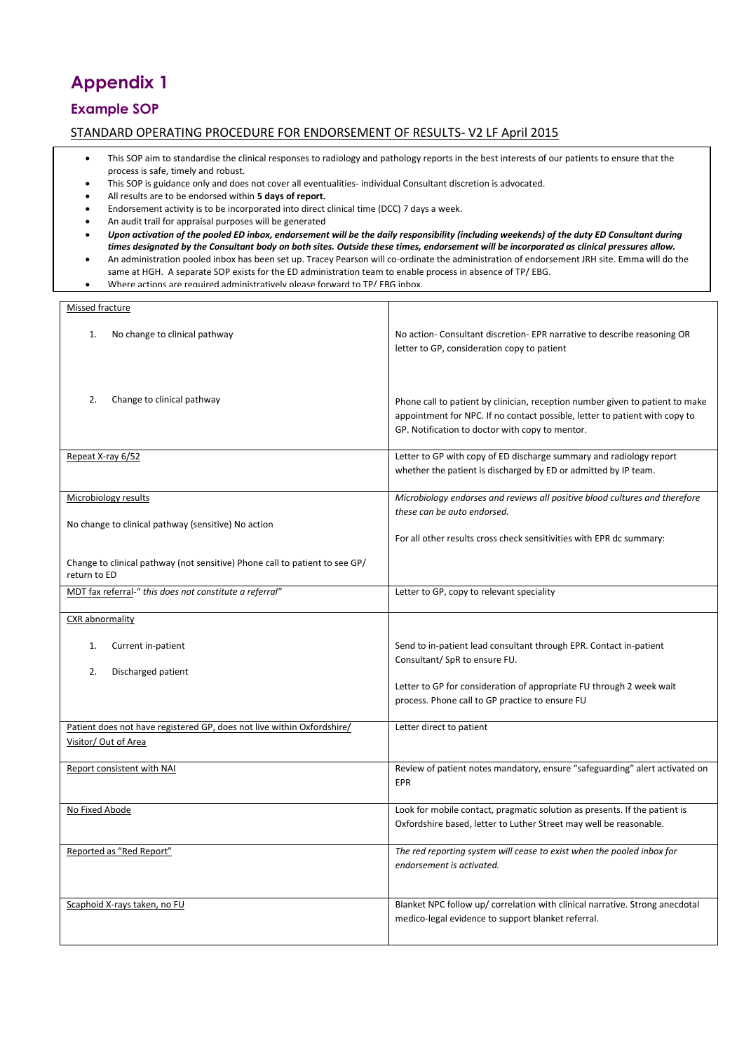# Appendix 1

## Example SOP

STANDARD OPERATING PROCEDURE FOR ENDORSEMENT OF RESULTS- V2 LF April 2015

- This SOP aim to standardise the clinical responses to radiology and pathology reports in the best interests of our patients to ensure that the process is safe, timely and robust.
- This SOP is guidance only and does not cover all eventualities- individual Consultant discretion is advocated.
- All results are to be endorsed within **5 days of report.**
- Endorsement activity is to be incorporated into direct clinical time (DCC) 7 days a week.
- An audit trail for appraisal purposes will be generated
- ***Upon activation of the pooled ED inbox, endorsement will be the daily responsibility (including weekends) of the duty ED Consultant during times designated by the Consultant body on both sites. Outside these times, endorsement will be incorporated as clinical pressures allow.***
- An administration pooled inbox has been set up. Tracey Pearson will co-ordinate the administration of endorsement JRH site. Emma will do the same at HGH. A separate SOP exists for the ED administration team to enable process in absence of TP/ EBG.
- Where actions are required administratively please forward to TP/ EBG inbox.

| | |
|---|---|
| Missed fracture<br><br>1. No change to clinical pathway<br><br>2. Change to clinical pathway | <br><br>No action- Consultant discretion- EPR narrative to describe reasoning OR letter to GP, consideration copy to patient<br><br>Phone call to patient by clinician, reception number given to patient to make appointment for NPC. If no contact possible, letter to patient with copy to GP. Notification to doctor with copy to mentor. |
| Repeat X-ray 6/52 | Letter to GP with copy of ED discharge summary and radiology report whether the patient is discharged by ED or admitted by IP team. |
| Microbiology results<br><br>No change to clinical pathway (sensitive) No action<br><br>Change to clinical pathway (not sensitive) Phone call to patient to see GP/ return to ED | *Microbiology endorses and reviews all positive blood cultures and therefore these can be auto endorsed.*<br><br>For all other results cross check sensitivities with EPR dc summary: |
| MDT fax referral-*" this does not constitute a referral"* | Letter to GP, copy to relevant speciality |
| CXR abnormality<br><br>1. Current in-patient<br><br>2. Discharged patient | <br><br>Send to in-patient lead consultant through EPR. Contact in-patient Consultant/ SpR to ensure FU.<br><br>Letter to GP for consideration of appropriate FU through 2 week wait process. Phone call to GP practice to ensure FU |
| Patient does not have registered GP, does not live within Oxfordshire/ Visitor/ Out of Area | Letter direct to patient |
| Report consistent with NAI | Review of patient notes mandatory, ensure "safeguarding" alert activated on EPR |
| No Fixed Abode | Look for mobile contact, pragmatic solution as presents. If the patient is Oxfordshire based, letter to Luther Street may well be reasonable. |
| Reported as "Red Report" | *The red reporting system will cease to exist when the pooled inbox for endorsement is activated.* |
| Scaphoid X-rays taken, no FU | Blanket NPC follow up/ correlation with clinical narrative. Strong anecdotal medico-legal evidence to support blanket referral. |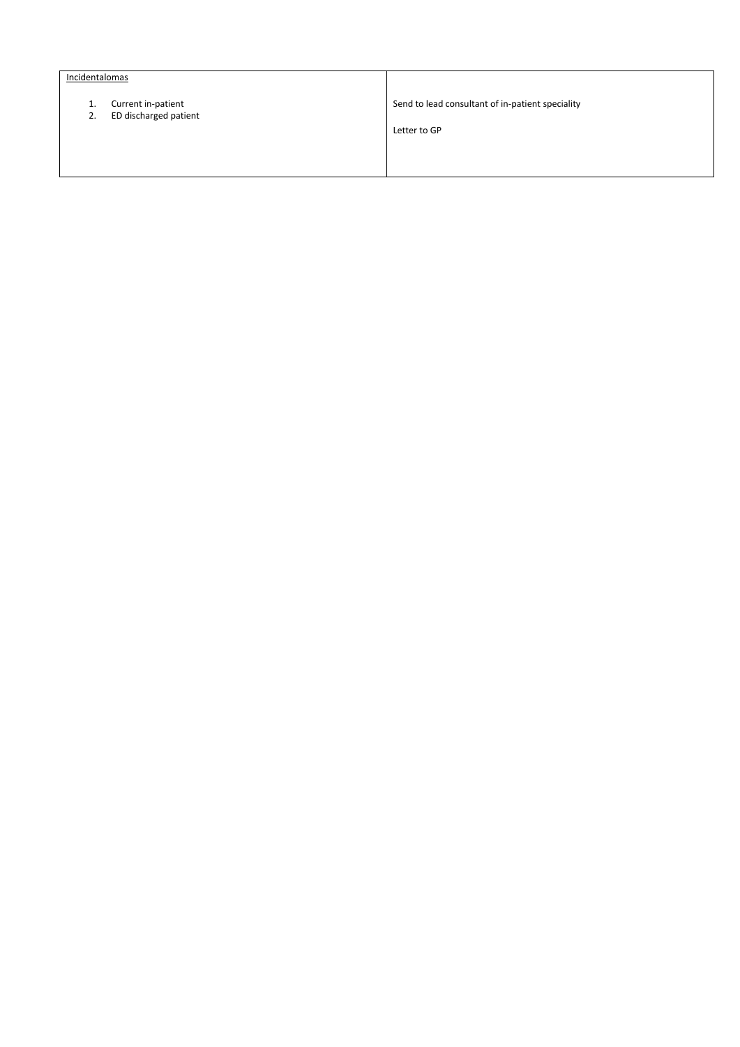| Incidentalomas<br><br>1. Current in-patient<br>2. ED discharged patient | Send to lead consultant of in-patient speciality<br><br>Letter to GP |
| --- | --- |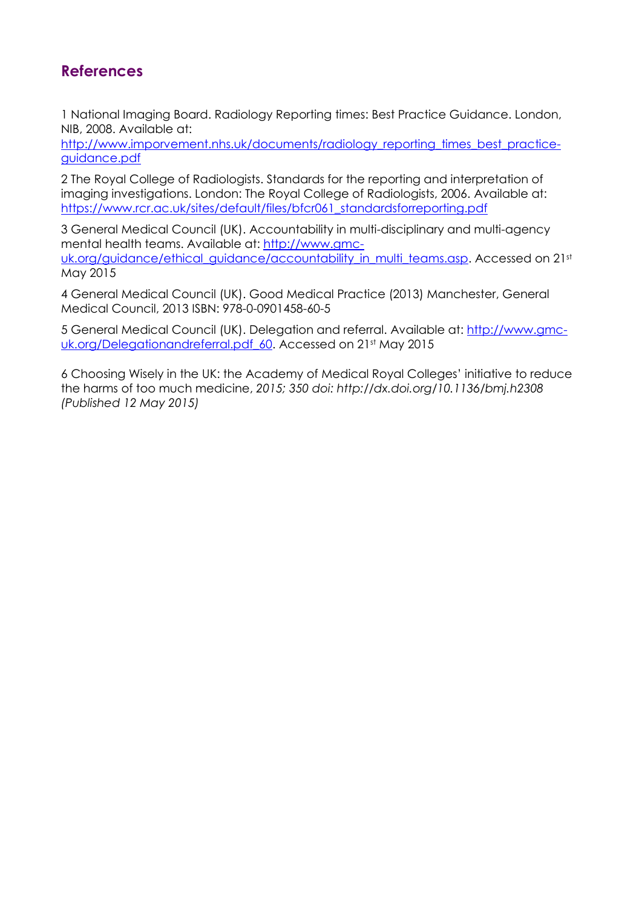## References

1 National Imaging Board. Radiology Reporting times: Best Practice Guidance. London, NIB, 2008. Available at: http://www.imporvement.nhs.uk/documents/radiology_reporting_times_best_practice-guidance.pdf

2 The Royal College of Radiologists. Standards for the reporting and interpretation of imaging investigations. London: The Royal College of Radiologists, 2006. Available at: https://www.rcr.ac.uk/sites/default/files/bfcr061_standardsforreporting.pdf

3 General Medical Council (UK). Accountability in multi-disciplinary and multi-agency mental health teams. Available at: http://www.gmc-uk.org/guidance/ethical_guidance/accountability_in_multi_teams.asp. Accessed on 21st May 2015

4 General Medical Council (UK). Good Medical Practice (2013) Manchester, General Medical Council, 2013 ISBN: 978-0-0901458-60-5

5 General Medical Council (UK). Delegation and referral. Available at: http://www.gmc-uk.org/Delegationandreferral.pdf_60. Accessed on 21st May 2015

6 Choosing Wisely in the UK: the Academy of Medical Royal Colleges' initiative to reduce the harms of too much medicine, *2015; 350 doi: http://dx.doi.org/10.1136/bmj.h2308 (Published 12 May 2015)*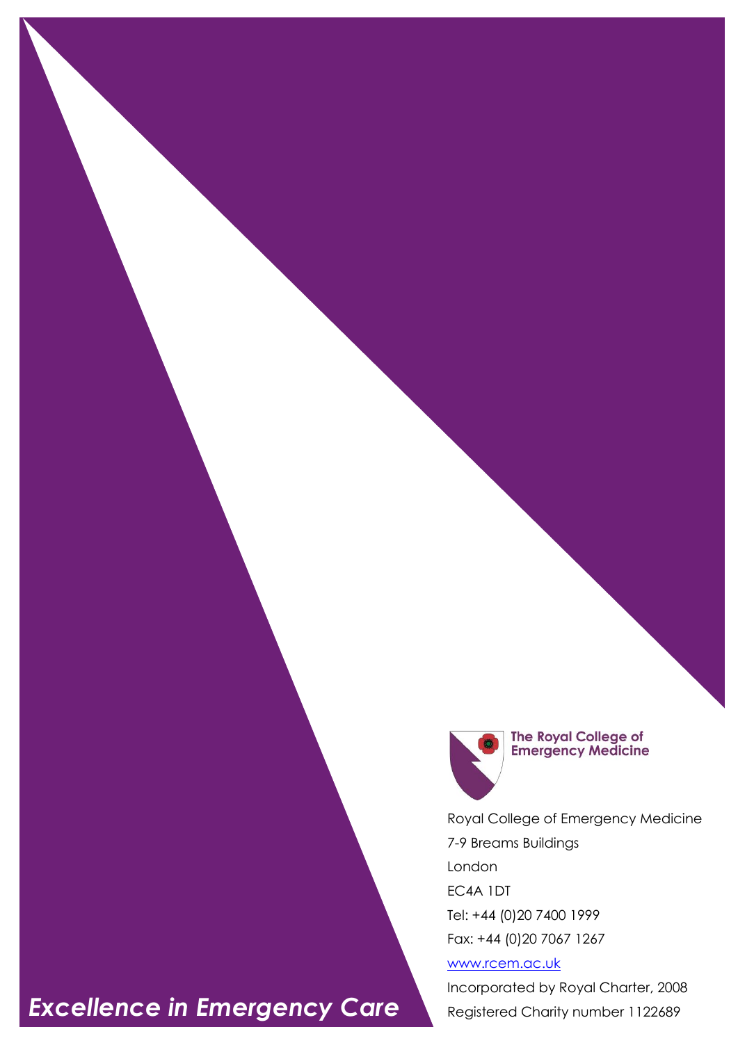The Royal College of Emergency Medicine

Royal College of Emergency Medicine

7-9 Breams Buildings

London

EC4A 1DT

Tel: +44 (0)20 7400 1999

Fax: +44 (0)20 7067 1267

www.rcem.ac.uk

Incorporated by Royal Charter, 2008

Registered Charity number 1122689

*Excellence in Emergency Care*